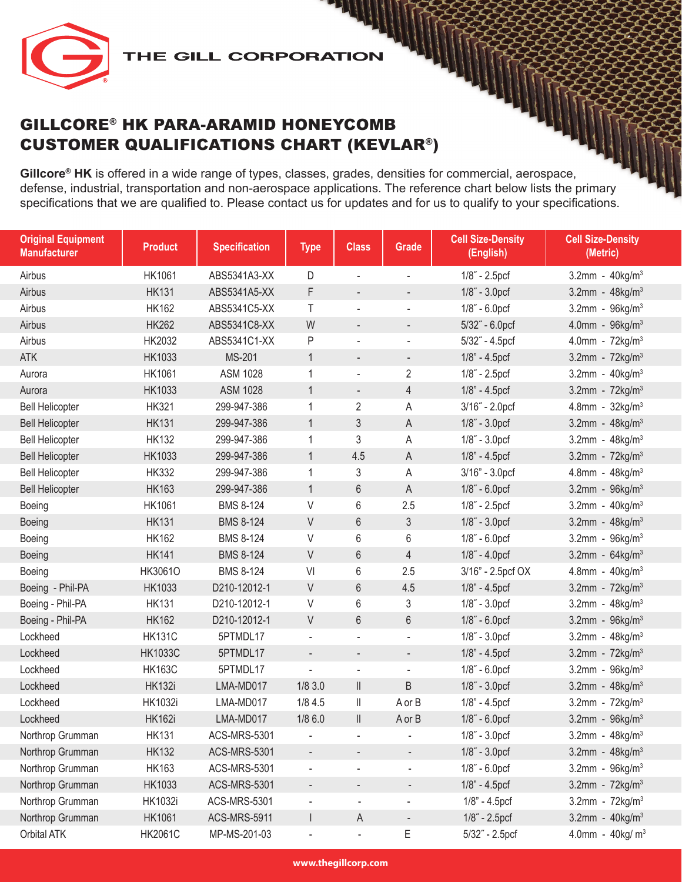THE GILL CORPORATION

# GILLCORE® HK PARA-ARAMID HONEYCOMB CUSTOMER QUALIFICATIONS CHART (KEVLAR®)

**Gillcore® HK** is offered in a wide range of types, classes, grades, densities for commercial, aerospace, defense, industrial, transportation and non-aerospace applications. The reference chart below lists the primary specifications that we are qualified to. Please contact us for updates and for us to qualify to your specifications.

| Original Equipment Manufacturer | Product | Specification | Type | Class | Grade | Cell Size-Density (English) | Cell Size-Density (Metric) |
|---|---|---|---|---|---|---|---|
| Airbus | HK1061 | ABS5341A3-XX | D | - | - | 1/8˝ - 2.5pcf | 3.2mm - 40kg/m³ |
| Airbus | HK131 | ABS5341A5-XX | F | - | - | 1/8˝ - 3.0pcf | 3.2mm - 48kg/m³ |
| Airbus | HK162 | ABS5341C5-XX | T | - | - | 1/8˝ - 6.0pcf | 3.2mm - 96kg/m³ |
| Airbus | HK262 | ABS5341C8-XX | W | - | - | 5/32˝ - 6.0pcf | 4.0mm - 96kg/m³ |
| Airbus | HK2032 | ABS5341C1-XX | P | - | - | 5/32˝ - 4.5pcf | 4.0mm - 72kg/m³ |
| ATK | HK1033 | MS-201 | 1 | - | - | 1/8˝ - 4.5pcf | 3.2mm - 72kg/m³ |
| Aurora | HK1061 | ASM 1028 | 1 | - | 2 | 1/8˝ - 2.5pcf | 3.2mm - 40kg/m³ |
| Aurora | HK1033 | ASM 1028 | 1 | - | 4 | 1/8˝ - 4.5pcf | 3.2mm - 72kg/m³ |
| Bell Helicopter | HK321 | 299-947-386 | 1 | 2 | A | 3/16˝ - 2.0pcf | 4.8mm - 32kg/m³ |
| Bell Helicopter | HK131 | 299-947-386 | 1 | 3 | A | 1/8˝ - 3.0pcf | 3.2mm - 48kg/m³ |
| Bell Helicopter | HK132 | 299-947-386 | 1 | 3 | A | 1/8˝ - 3.0pcf | 3.2mm - 48kg/m³ |
| Bell Helicopter | HK1033 | 299-947-386 | 1 | 4.5 | A | 1/8˝ - 4.5pcf | 3.2mm - 72kg/m³ |
| Bell Helicopter | HK332 | 299-947-386 | 1 | 3 | A | 3/16" - 3.0pcf | 4.8mm - 48kg/m³ |
| Bell Helicopter | HK163 | 299-947-386 | 1 | 6 | A | 1/8˝ - 6.0pcf | 3.2mm - 96kg/m³ |
| Boeing | HK1061 | BMS 8-124 | V | 6 | 2.5 | 1/8˝ - 2.5pcf | 3.2mm - 40kg/m³ |
| Boeing | HK131 | BMS 8-124 | V | 6 | 3 | 1/8˝ - 3.0pcf | 3.2mm - 48kg/m³ |
| Boeing | HK162 | BMS 8-124 | V | 6 | 6 | 1/8˝ - 6.0pcf | 3.2mm - 96kg/m³ |
| Boeing | HK141 | BMS 8-124 | V | 6 | 4 | 1/8˝ - 4.0pcf | 3.2mm - 64kg/m³ |
| Boeing | HK3061O | BMS 8-124 | VI | 6 | 2.5 | 3/16" - 2.5pcf OX | 4.8mm - 40kg/m³ |
| Boeing - Phil-PA | HK1033 | D210-12012-1 | V | 6 | 4.5 | 1/8˝ - 4.5pcf | 3.2mm - 72kg/m³ |
| Boeing - Phil-PA | HK131 | D210-12012-1 | V | 6 | 3 | 1/8˝ - 3.0pcf | 3.2mm - 48kg/m³ |
| Boeing - Phil-PA | HK162 | D210-12012-1 | V | 6 | 6 | 1/8˝ - 6.0pcf | 3.2mm - 96kg/m³ |
| Lockheed | HK131C | 5PTMDL17 | - | - | - | 1/8˝ - 3.0pcf | 3.2mm - 48kg/m³ |
| Lockheed | HK1033C | 5PTMDL17 | - | - | - | 1/8" - 4.5pcf | 3.2mm - 72kg/m³ |
| Lockheed | HK163C | 5PTMDL17 | - | - | - | 1/8˝ - 6.0pcf | 3.2mm - 96kg/m³ |
| Lockheed | HK132i | LMA-MD017 | 1/8 3.0 | II | B | 1/8˝ - 3.0pcf | 3.2mm - 48kg/m³ |
| Lockheed | HK1032i | LMA-MD017 | 1/8 4.5 | II | A or B | 1/8˝ - 4.5pcf | 3.2mm - 72kg/m³ |
| Lockheed | HK162i | LMA-MD017 | 1/8 6.0 | II | A or B | 1/8˝ - 6.0pcf | 3.2mm - 96kg/m³ |
| Northrop Grumman | HK131 | ACS-MRS-5301 | - | - | - | 1/8˝ - 3.0pcf | 3.2mm - 48kg/m³ |
| Northrop Grumman | HK132 | ACS-MRS-5301 | - | - | - | 1/8˝ - 3.0pcf | 3.2mm - 48kg/m³ |
| Northrop Grumman | HK163 | ACS-MRS-5301 | - | - | - | 1/8˝ - 6.0pcf | 3.2mm - 96kg/m³ |
| Northrop Grumman | HK1033 | ACS-MRS-5301 | - | - | - | 1/8˝ - 4.5pcf | 3.2mm - 72kg/m³ |
| Northrop Grumman | HK1032i | ACS-MRS-5301 | - | - | - | 1/8" - 4.5pcf | 3.2mm - 72kg/m³ |
| Northrop Grumman | HK1061 | ACS-MRS-5911 | I | A | - | 1/8˝ - 2.5pcf | 3.2mm - 40kg/m³ |
| Orbital ATK | HK2061C | MP-MS-201-03 | - | - | E | 5/32˝ - 2.5pcf | 4.0mm - 40kg/ m³ |

www.thegillcorp.com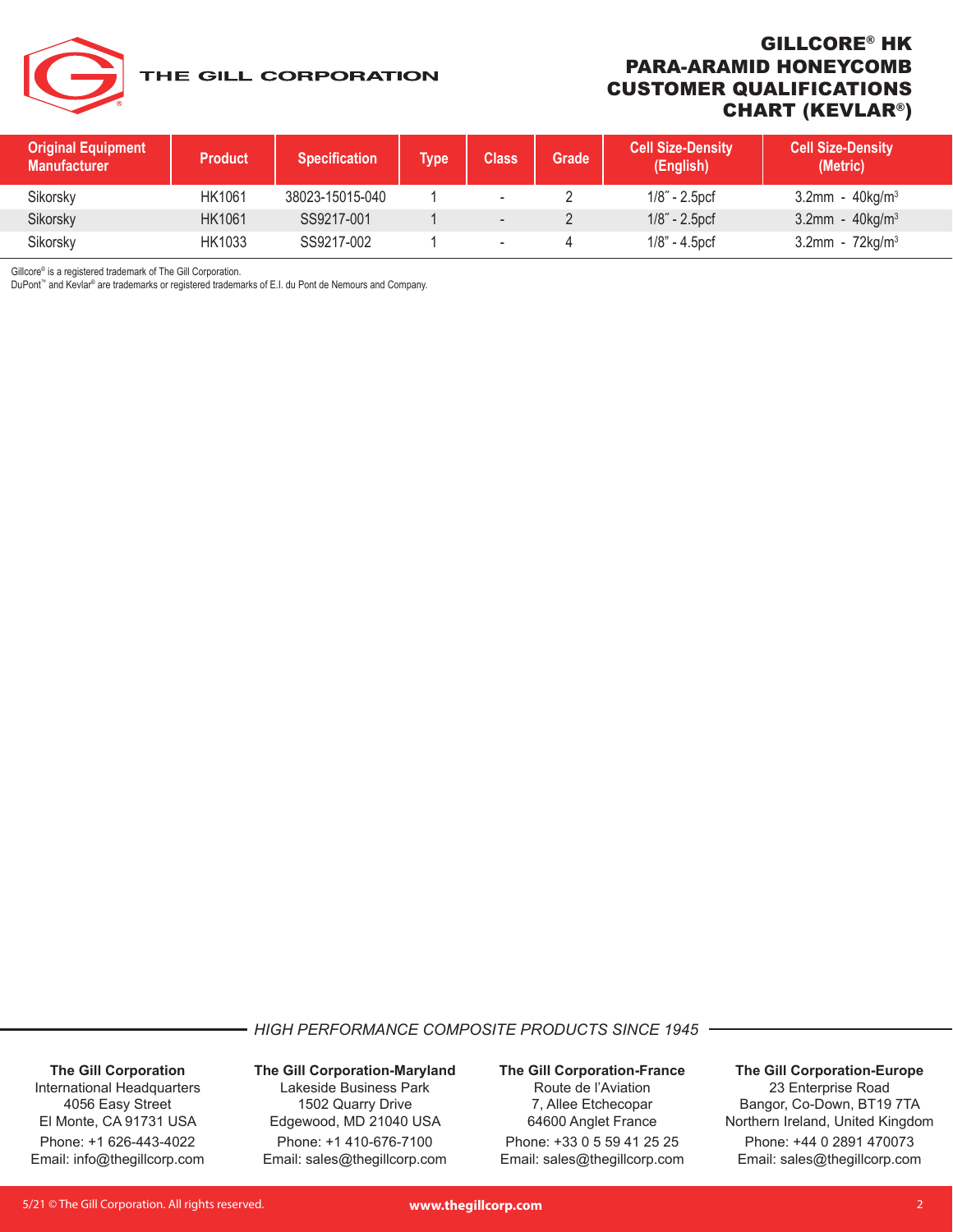# GILLCORE® HK PARA-ARAMID HONEYCOMB CUSTOMER QUALIFICATIONS CHART (KEVLAR®)

THE GILL CORPORATION

| Original Equipment Manufacturer | Product | Specification | Type | Class | Grade | Cell Size-Density (English) | Cell Size-Density (Metric) |
|---|---|---|---|---|---|---|---|
| Sikorsky | HK1061 | 38023-15015-040 | 1 | - | 2 | 1/8˝ - 2.5pcf | 3.2mm - 40kg/m³ |
| Sikorsky | HK1061 | SS9217-001 | 1 | - | 2 | 1/8˝ - 2.5pcf | 3.2mm - 40kg/m³ |
| Sikorsky | HK1033 | SS9217-002 | 1 | - | 4 | 1/8" - 4.5pcf | 3.2mm - 72kg/m³ |

Gillcore® is a registered trademark of The Gill Corporation.
DuPont™ and Kevlar® are trademarks or registered trademarks of E.I. du Pont de Nemours and Company.

*HIGH PERFORMANCE COMPOSITE PRODUCTS SINCE 1945*

**The Gill Corporation**
International Headquarters
4056 Easy Street
El Monte, CA 91731 USA
Phone: +1 626-443-4022
Email: info@thegillcorp.com

**The Gill Corporation-Maryland**
Lakeside Business Park
1502 Quarry Drive
Edgewood, MD 21040 USA
Phone: +1 410-676-7100
Email: sales@thegillcorp.com

**The Gill Corporation-France**
Route de l'Aviation
7, Allee Etchecopar
64600 Anglet France
Phone: +33 0 5 59 41 25 25
Email: sales@thegillcorp.com

**The Gill Corporation-Europe**
23 Enterprise Road
Bangor, Co-Down, BT19 7TA
Northern Ireland, United Kingdom
Phone: +44 0 2891 470073
Email: sales@thegillcorp.com

5/21 © The Gill Corporation. All rights reserved.

www.thegillcorp.com